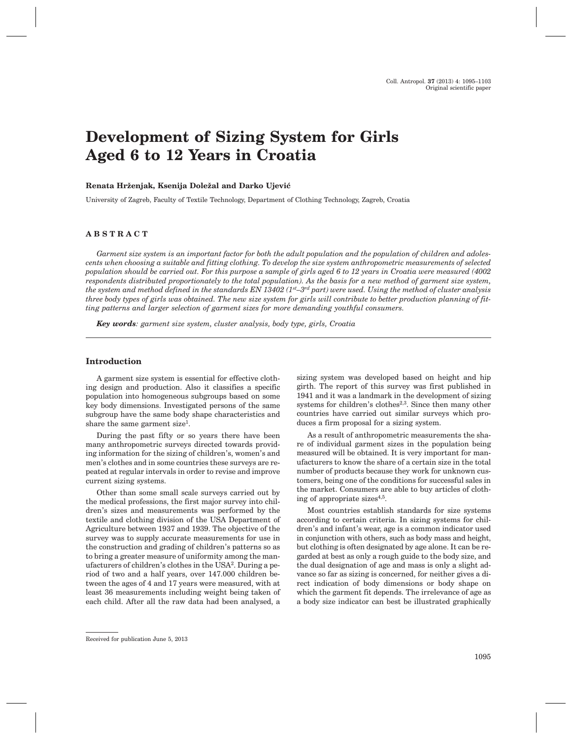# Development of Sizing System for Girls Aged 6 to 12 Years in Croatia

**Renata Hrženjak, Ksenija Doležal and Darko Ujević**

University of Zagreb, Faculty of Textile Technology, Department of Clothing Technology, Zagreb, Croatia

## ABSTRACT

*Garment size system is an important factor for both the adult population and the population of children and adolescents when choosing a suitable and fitting clothing. To develop the size system anthropometric measurements of selected population should be carried out. For this purpose a sample of girls aged 6 to 12 years in Croatia were measured (4002 respondents distributed proportionately to the total population). As the basis for a new method of garment size system, the system and method defined in the standards EN 13402 (1st–3rd part) were used. Using the method of cluster analysis three body types of girls was obtained. The new size system for girls will contribute to better production planning of fitting patterns and larger selection of garment sizes for more demanding youthful consumers.*

***Key words**: garment size system, cluster analysis, body type, girls, Croatia*

## Introduction

A garment size system is essential for effective clothing design and production. Also it classifies a specific population into homogeneous subgroups based on some key body dimensions. Investigated persons of the same subgroup have the same body shape characteristics and share the same garment size[1].

During the past fifty or so years there have been many anthropometric surveys directed towards providing information for the sizing of children's, women's and men's clothes and in some countries these surveys are repeated at regular intervals in order to revise and improve current sizing systems.

Other than some small scale surveys carried out by the medical professions, the first major survey into children's sizes and measurements was performed by the textile and clothing division of the USA Department of Agriculture between 1937 and 1939. The objective of the survey was to supply accurate measurements for use in the construction and grading of children's patterns so as to bring a greater measure of uniformity among the manufacturers of children's clothes in the USA[2]. During a period of two and a half years, over 147.000 children between the ages of 4 and 17 years were measured, with at least 36 measurements including weight being taken of each child. After all the raw data had been analysed, a sizing system was developed based on height and hip girth. The report of this survey was first published in 1941 and it was a landmark in the development of sizing systems for children's clothes[2,3]. Since then many other countries have carried out similar surveys which produces a firm proposal for a sizing system.

As a result of anthropometric measurements the share of individual garment sizes in the population being measured will be obtained. It is very important for manufacturers to know the share of a certain size in the total number of products because they work for unknown customers, being one of the conditions for successful sales in the market. Consumers are able to buy articles of clothing of appropriate sizes[4,5].

Most countries establish standards for size systems according to certain criteria. In sizing systems for children's and infant's wear, age is a common indicator used in conjunction with others, such as body mass and height, but clothing is often designated by age alone. It can be regarded at best as only a rough guide to the body size, and the dual designation of age and mass is only a slight advance so far as sizing is concerned, for neither gives a direct indication of body dimensions or body shape on which the garment fit depends. The irrelevance of age as a body size indicator can best be illustrated graphically

Received for publication June 5, 2013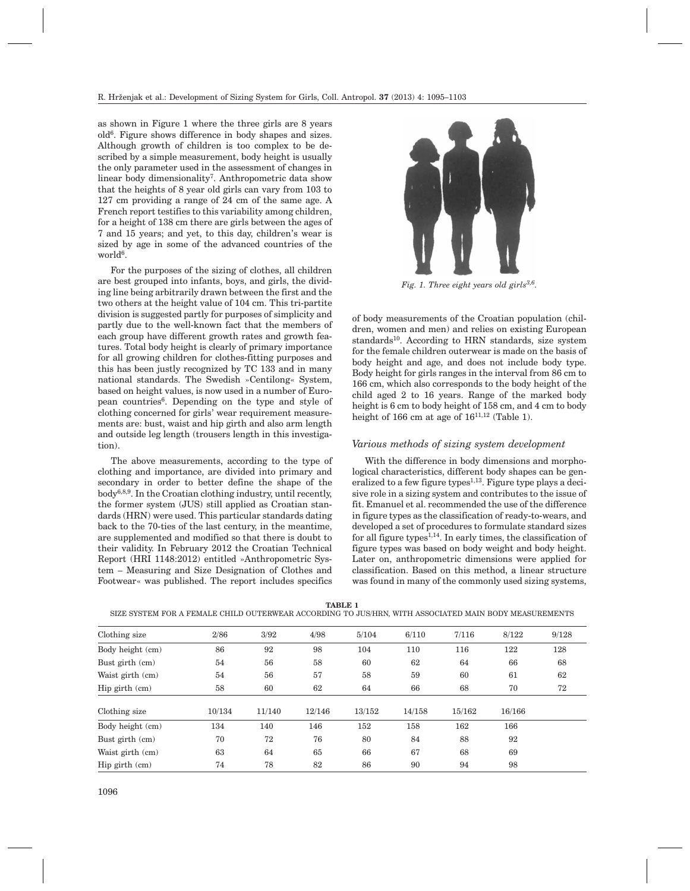as shown in Figure 1 where the three girls are 8 years old[6]. Figure shows difference in body shapes and sizes. Although growth of children is too complex to be described by a simple measurement, body height is usually the only parameter used in the assessment of changes in linear body dimensionality[7]. Anthropometric data show that the heights of 8 year old girls can vary from 103 to 127 cm providing a range of 24 cm of the same age. A French report testifies to this variability among children, for a height of 138 cm there are girls between the ages of 7 and 15 years; and yet, to this day, children's wear is sized by age in some of the advanced countries of the world[6].

For the purposes of the sizing of clothes, all children are best grouped into infants, boys, and girls, the dividing line being arbitrarily drawn between the first and the two others at the height value of 104 cm. This tri-partite division is suggested partly for purposes of simplicity and partly due to the well-known fact that the members of each group have different growth rates and growth features. Total body height is clearly of primary importance for all growing children for clothes-fitting purposes and this has been justly recognized by TC 133 and in many national standards. The Swedish »Centilong« System, based on height values, is now used in a number of European countries[6]. Depending on the type and style of clothing concerned for girls' wear requirement measurements are: bust, waist and hip girth and also arm length and outside leg length (trousers length in this investigation).

The above measurements, according to the type of clothing and importance, are divided into primary and secondary in order to better define the shape of the body[6,8,9]. In the Croatian clothing industry, until recently, the former system (JUS) still applied as Croatian standards (HRN) were used. This particular standards dating back to the 70-ties of the last century, in the meantime, are supplemented and modified so that there is doubt to their validity. In February 2012 the Croatian Technical Report (HRI 1148:2012) entitled »Anthropometric System – Measuring and Size Designation of Clothes and Footwear« was published. The report includes specifics

*Fig. 1. Three eight years old girls[3,6].*

of body measurements of the Croatian population (children, women and men) and relies on existing European standards[10]. According to HRN standards, size system for the female children outerwear is made on the basis of body height and age, and does not include body type. Body height for girls ranges in the interval from 86 cm to 166 cm, which also corresponds to the body height of the child aged 2 to 16 years. Range of the marked body height is 6 cm to body height of 158 cm, and 4 cm to body height of 166 cm at age of 16[11,12] (Table 1).

### *Various methods of sizing system development*

With the difference in body dimensions and morphological characteristics, different body shapes can be generalized to a few figure types[1,13]. Figure type plays a decisive role in a sizing system and contributes to the issue of fit. Emanuel et al. recommended the use of the difference in figure types as the classification of ready-to-wears, and developed a set of procedures to formulate standard sizes for all figure types[1,14]. In early times, the classification of figure types was based on body weight and body height. Later on, anthropometric dimensions were applied for classification. Based on this method, a linear structure was found in many of the commonly used sizing systems,

**TABLE 1**
SIZE SYSTEM FOR A FEMALE CHILD OUTERWEAR ACCORDING TO JUS/HRN, WITH ASSOCIATED MAIN BODY MEASUREMENTS

| Clothing size | 2/86 | 3/92 | 4/98 | 5/104 | 6/110 | 7/116 | 8/122 | 9/128 |
|---|---|---|---|---|---|---|---|---|
| Body height (cm) | 86 | 92 | 98 | 104 | 110 | 116 | 122 | 128 |
| Bust girth (cm) | 54 | 56 | 58 | 60 | 62 | 64 | 66 | 68 |
| Waist girth (cm) | 54 | 56 | 57 | 58 | 59 | 60 | 61 | 62 |
| Hip girth (cm) | 58 | 60 | 62 | 64 | 66 | 68 | 70 | 72 |
| **Clothing size** | **10/134** | **11/140** | **12/146** | **13/152** | **14/158** | **15/162** | **16/166** | |
| Body height (cm) | 134 | 140 | 146 | 152 | 158 | 162 | 166 | |
| Bust girth (cm) | 70 | 72 | 76 | 80 | 84 | 88 | 92 | |
| Waist girth (cm) | 63 | 64 | 65 | 66 | 67 | 68 | 69 | |
| Hip girth (cm) | 74 | 78 | 82 | 86 | 90 | 94 | 98 | |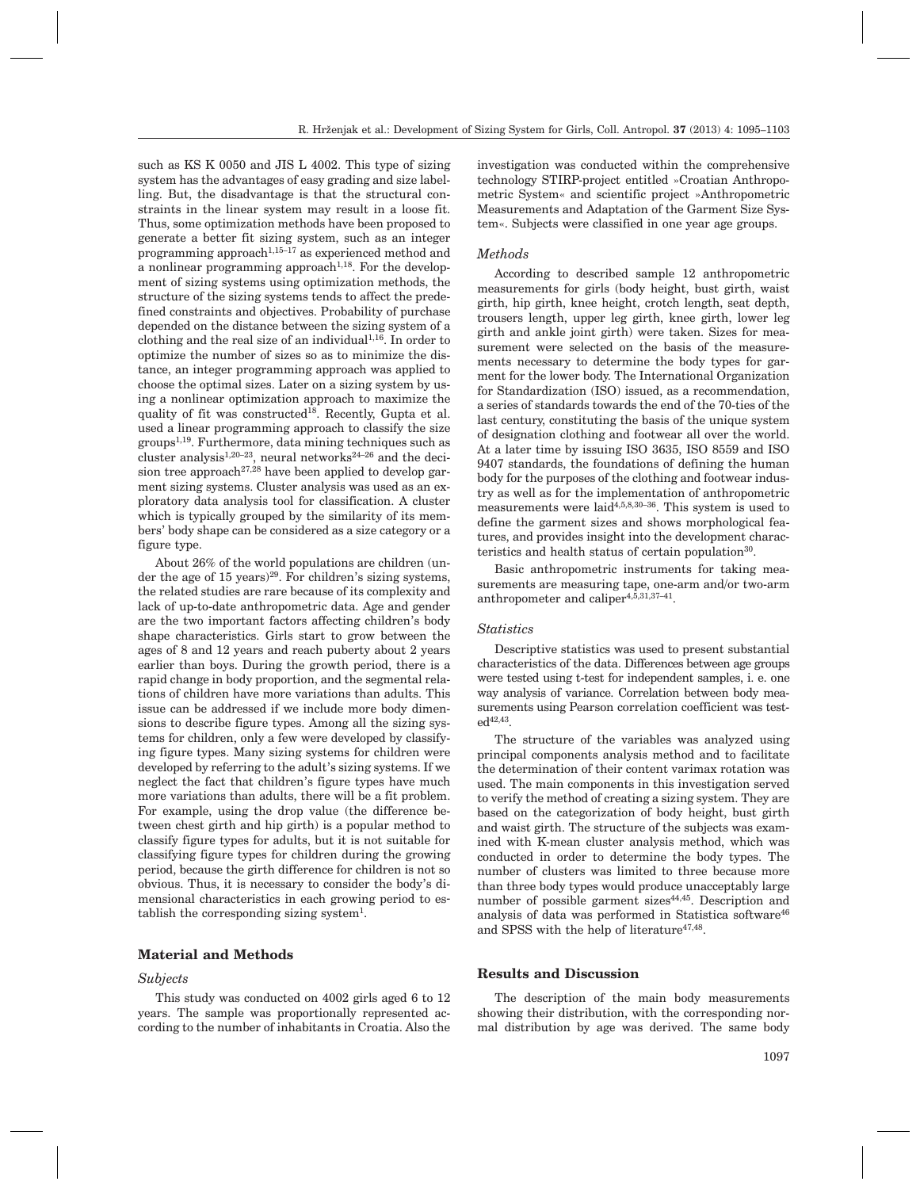such as KS K 0050 and JIS L 4002. This type of sizing system has the advantages of easy grading and size labelling. But, the disadvantage is that the structural constraints in the linear system may result in a loose fit. Thus, some optimization methods have been proposed to generate a better fit sizing system, such as an integer programming approach[1,15–17] as experienced method and a nonlinear programming approach[1,18]. For the development of sizing systems using optimization methods, the structure of the sizing systems tends to affect the predefined constraints and objectives. Probability of purchase depended on the distance between the sizing system of a clothing and the real size of an individual[1,16]. In order to optimize the number of sizes so as to minimize the distance, an integer programming approach was applied to choose the optimal sizes. Later on a sizing system by using a nonlinear optimization approach to maximize the quality of fit was constructed[18]. Recently, Gupta et al. used a linear programming approach to classify the size groups[1,19]. Furthermore, data mining techniques such as cluster analysis[1,20–23], neural networks[24–26] and the decision tree approach[27,28] have been applied to develop garment sizing systems. Cluster analysis was used as an exploratory data analysis tool for classification. A cluster which is typically grouped by the similarity of its members' body shape can be considered as a size category or a figure type.

About 26% of the world populations are children (under the age of 15 years)[29]. For children's sizing systems, the related studies are rare because of its complexity and lack of up-to-date anthropometric data. Age and gender are the two important factors affecting children's body shape characteristics. Girls start to grow between the ages of 8 and 12 years and reach puberty about 2 years earlier than boys. During the growth period, there is a rapid change in body proportion, and the segmental relations of children have more variations than adults. This issue can be addressed if we include more body dimensions to describe figure types. Among all the sizing systems for children, only a few were developed by classifying figure types. Many sizing systems for children were developed by referring to the adult's sizing systems. If we neglect the fact that children's figure types have much more variations than adults, there will be a fit problem. For example, using the drop value (the difference between chest girth and hip girth) is a popular method to classify figure types for adults, but it is not suitable for classifying figure types for children during the growing period, because the girth difference for children is not so obvious. Thus, it is necessary to consider the body's dimensional characteristics in each growing period to establish the corresponding sizing system[1].

## Material and Methods

### *Subjects*

This study was conducted on 4002 girls aged 6 to 12 years. The sample was proportionally represented according to the number of inhabitants in Croatia. Also the investigation was conducted within the comprehensive technology STIRP-project entitled »Croatian Anthropometric System« and scientific project »Anthropometric Measurements and Adaptation of the Garment Size System«. Subjects were classified in one year age groups.

### *Methods*

According to described sample 12 anthropometric measurements for girls (body height, bust girth, waist girth, hip girth, knee height, crotch length, seat depth, trousers length, upper leg girth, knee girth, lower leg girth and ankle joint girth) were taken. Sizes for measurement were selected on the basis of the measurements necessary to determine the body types for garment for the lower body. The International Organization for Standardization (ISO) issued, as a recommendation, a series of standards towards the end of the 70-ties of the last century, constituting the basis of the unique system of designation clothing and footwear all over the world. At a later time by issuing ISO 3635, ISO 8559 and ISO 9407 standards, the foundations of defining the human body for the purposes of the clothing and footwear industry as well as for the implementation of anthropometric measurements were laid[4,5,8,30–36]. This system is used to define the garment sizes and shows morphological features, and provides insight into the development characteristics and health status of certain population[30].

Basic anthropometric instruments for taking measurements are measuring tape, one-arm and/or two-arm anthropometer and caliper[4,5,31,37–41].

### *Statistics*

Descriptive statistics was used to present substantial characteristics of the data. Differences between age groups were tested using t-test for independent samples, i. e. one way analysis of variance. Correlation between body measurements using Pearson correlation coefficient was tested[42,43].

The structure of the variables was analyzed using principal components analysis method and to facilitate the determination of their content varimax rotation was used. The main components in this investigation served to verify the method of creating a sizing system. They are based on the categorization of body height, bust girth and waist girth. The structure of the subjects was examined with K-mean cluster analysis method, which was conducted in order to determine the body types. The number of clusters was limited to three because more than three body types would produce unacceptably large number of possible garment sizes[44,45]. Description and analysis of data was performed in Statistica software[46] and SPSS with the help of literature[47,48].

## Results and Discussion

The description of the main body measurements showing their distribution, with the corresponding normal distribution by age was derived. The same body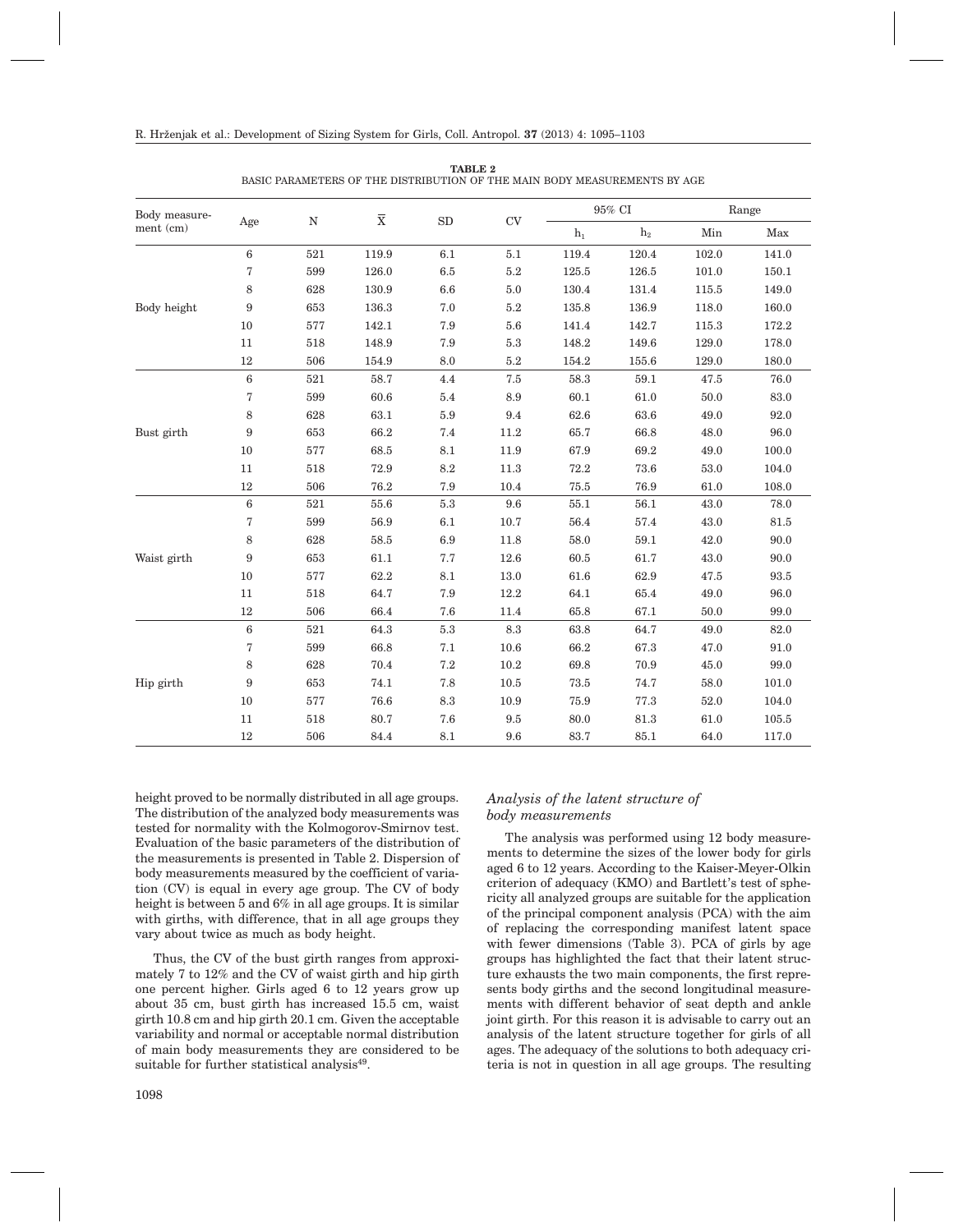**TABLE 2**
BASIC PARAMETERS OF THE DISTRIBUTION OF THE MAIN BODY MEASUREMENTS BY AGE

| Body measurement (cm) | Age | N | $\overline{X}$ | SD | CV | 95% CI | | Range | |
|---|---|---|---|---|---|---|---|---|---|
| | | | | | | $h_1$ | $h_2$ | Min | Max |
| Body height | 6 | 521 | 119.9 | 6.1 | 5.1 | 119.4 | 120.4 | 102.0 | 141.0 |
| | 7 | 599 | 126.0 | 6.5 | 5.2 | 125.5 | 126.5 | 101.0 | 150.1 |
| | 8 | 628 | 130.9 | 6.6 | 5.0 | 130.4 | 131.4 | 115.5 | 149.0 |
| | 9 | 653 | 136.3 | 7.0 | 5.2 | 135.8 | 136.9 | 118.0 | 160.0 |
| | 10 | 577 | 142.1 | 7.9 | 5.6 | 141.4 | 142.7 | 115.3 | 172.2 |
| | 11 | 518 | 148.9 | 7.9 | 5.3 | 148.2 | 149.6 | 129.0 | 178.0 |
| | 12 | 506 | 154.9 | 8.0 | 5.2 | 154.2 | 155.6 | 129.0 | 180.0 |
| Bust girth | 6 | 521 | 58.7 | 4.4 | 7.5 | 58.3 | 59.1 | 47.5 | 76.0 |
| | 7 | 599 | 60.6 | 5.4 | 8.9 | 60.1 | 61.0 | 50.0 | 83.0 |
| | 8 | 628 | 63.1 | 5.9 | 9.4 | 62.6 | 63.6 | 49.0 | 92.0 |
| | 9 | 653 | 66.2 | 7.4 | 11.2 | 65.7 | 66.8 | 48.0 | 96.0 |
| | 10 | 577 | 68.5 | 8.1 | 11.9 | 67.9 | 69.2 | 49.0 | 100.0 |
| | 11 | 518 | 72.9 | 8.2 | 11.3 | 72.2 | 73.6 | 53.0 | 104.0 |
| | 12 | 506 | 76.2 | 7.9 | 10.4 | 75.5 | 76.9 | 61.0 | 108.0 |
| Waist girth | 6 | 521 | 55.6 | 5.3 | 9.6 | 55.1 | 56.1 | 43.0 | 78.0 |
| | 7 | 599 | 56.9 | 6.1 | 10.7 | 56.4 | 57.4 | 43.0 | 81.5 |
| | 8 | 628 | 58.5 | 6.9 | 11.8 | 58.0 | 59.1 | 42.0 | 90.0 |
| | 9 | 653 | 61.1 | 7.7 | 12.6 | 60.5 | 61.7 | 43.0 | 90.0 |
| | 10 | 577 | 62.2 | 8.1 | 13.0 | 61.6 | 62.9 | 47.5 | 93.5 |
| | 11 | 518 | 64.7 | 7.9 | 12.2 | 64.1 | 65.4 | 49.0 | 96.0 |
| | 12 | 506 | 66.4 | 7.6 | 11.4 | 65.8 | 67.1 | 50.0 | 99.0 |
| Hip girth | 6 | 521 | 64.3 | 5.3 | 8.3 | 63.8 | 64.7 | 49.0 | 82.0 |
| | 7 | 599 | 66.8 | 7.1 | 10.6 | 66.2 | 67.3 | 47.0 | 91.0 |
| | 8 | 628 | 70.4 | 7.2 | 10.2 | 69.8 | 70.9 | 45.0 | 99.0 |
| | 9 | 653 | 74.1 | 7.8 | 10.5 | 73.5 | 74.7 | 58.0 | 101.0 |
| | 10 | 577 | 76.6 | 8.3 | 10.9 | 75.9 | 77.3 | 52.0 | 104.0 |
| | 11 | 518 | 80.7 | 7.6 | 9.5 | 80.0 | 81.3 | 61.0 | 105.5 |
| | 12 | 506 | 84.4 | 8.1 | 9.6 | 83.7 | 85.1 | 64.0 | 117.0 |

height proved to be normally distributed in all age groups. The distribution of the analyzed body measurements was tested for normality with the Kolmogorov-Smirnov test. Evaluation of the basic parameters of the distribution of the measurements is presented in Table 2. Dispersion of body measurements measured by the coefficient of variation (CV) is equal in every age group. The CV of body height is between 5 and 6% in all age groups. It is similar with girths, with difference, that in all age groups they vary about twice as much as body height.

Thus, the CV of the bust girth ranges from approximately 7 to 12% and the CV of waist girth and hip girth one percent higher. Girls aged 6 to 12 years grow up about 35 cm, bust girth has increased 15.5 cm, waist girth 10.8 cm and hip girth 20.1 cm. Given the acceptable variability and normal or acceptable normal distribution of main body measurements they are considered to be suitable for further statistical analysis[49].

### *Analysis of the latent structure of body measurements*

The analysis was performed using 12 body measurements to determine the sizes of the lower body for girls aged 6 to 12 years. According to the Kaiser-Meyer-Olkin criterion of adequacy (KMO) and Bartlett's test of sphericity all analyzed groups are suitable for the application of the principal component analysis (PCA) with the aim of replacing the corresponding manifest latent space with fewer dimensions (Table 3). PCA of girls by age groups has highlighted the fact that their latent structure exhausts the two main components, the first represents body girths and the second longitudinal measurements with different behavior of seat depth and ankle joint girth. For this reason it is advisable to carry out an analysis of the latent structure together for girls of all ages. The adequacy of the solutions to both adequacy criteria is not in question in all age groups. The resulting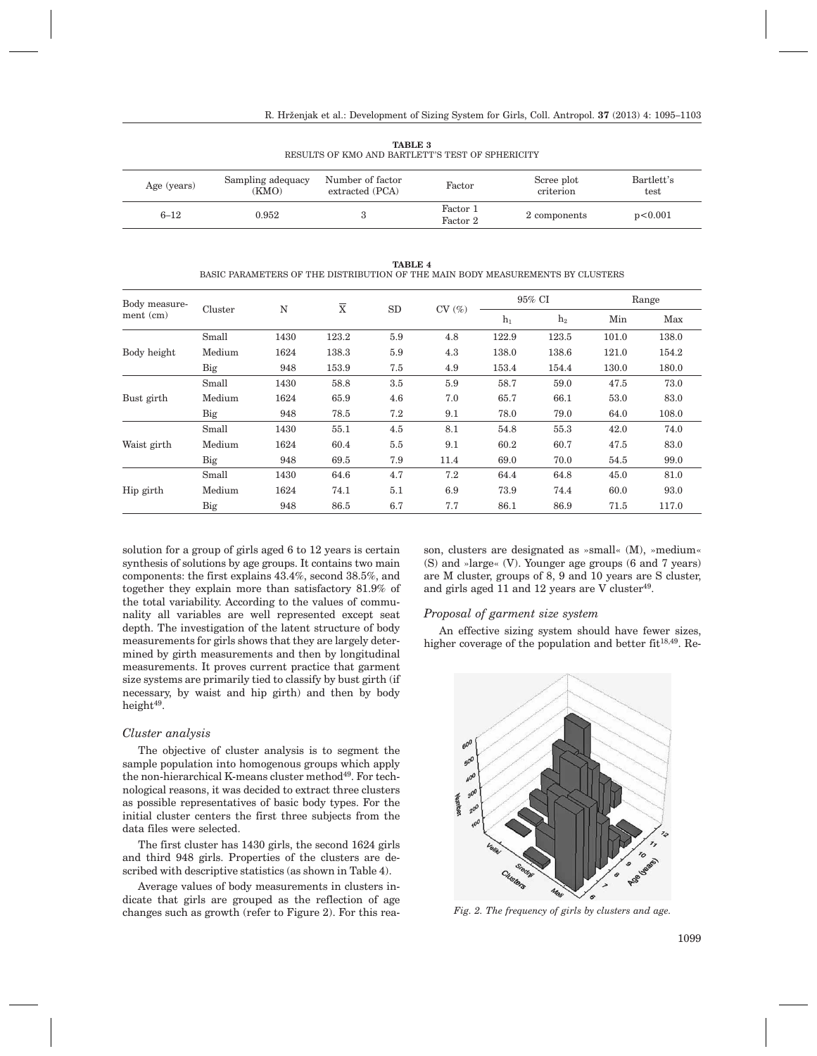**TABLE 3**
RESULTS OF KMO AND BARTLETT'S TEST OF SPHERICITY

| Age (years) | Sampling adequacy (KMO) | Number of factor extracted (PCA) | Factor | Scree plot criterion | Bartlett's test |
|---|---|---|---|---|---|
| 6–12 | 0.952 | 3 | Factor 1<br>Factor 2 | 2 components | p<0.001 |

**TABLE 4**
BASIC PARAMETERS OF THE DISTRIBUTION OF THE MAIN BODY MEASUREMENTS BY CLUSTERS

| Body measurement (cm) | Cluster | N | $\overline{X}$ | SD | CV (%) | 95% CI | | Range | |
|---|---|---|---|---|---|---|---|---|---|
| | | | | | | $h_1$ | $h_2$ | Min | Max |
| Body height | Small | 1430 | 123.2 | 5.9 | 4.8 | 122.9 | 123.5 | 101.0 | 138.0 |
| | Medium | 1624 | 138.3 | 5.9 | 4.3 | 138.0 | 138.6 | 121.0 | 154.2 |
| | Big | 948 | 153.9 | 7.5 | 4.9 | 153.4 | 154.4 | 130.0 | 180.0 |
| Bust girth | Small | 1430 | 58.8 | 3.5 | 5.9 | 58.7 | 59.0 | 47.5 | 73.0 |
| | Medium | 1624 | 65.9 | 4.6 | 7.0 | 65.7 | 66.1 | 53.0 | 83.0 |
| | Big | 948 | 78.5 | 7.2 | 9.1 | 78.0 | 79.0 | 64.0 | 108.0 |
| Waist girth | Small | 1430 | 55.1 | 4.5 | 8.1 | 54.8 | 55.3 | 42.0 | 74.0 |
| | Medium | 1624 | 60.4 | 5.5 | 9.1 | 60.2 | 60.7 | 47.5 | 83.0 |
| | Big | 948 | 69.5 | 7.9 | 11.4 | 69.0 | 70.0 | 54.5 | 99.0 |
| Hip girth | Small | 1430 | 64.6 | 4.7 | 7.2 | 64.4 | 64.8 | 45.0 | 81.0 |
| | Medium | 1624 | 74.1 | 5.1 | 6.9 | 73.9 | 74.4 | 60.0 | 93.0 |
| | Big | 948 | 86.5 | 6.7 | 7.7 | 86.1 | 86.9 | 71.5 | 117.0 |

solution for a group of girls aged 6 to 12 years is certain synthesis of solutions by age groups. It contains two main components: the first explains 43.4%, second 38.5%, and together they explain more than satisfactory 81.9% of the total variability. According to the values of communality all variables are well represented except seat depth. The investigation of the latent structure of body measurements for girls shows that they are largely determined by girth measurements and then by longitudinal measurements. It proves current practice that garment size systems are primarily tied to classify by bust girth (if necessary, by waist and hip girth) and then by body height[49].

### *Cluster analysis*

The objective of cluster analysis is to segment the sample population into homogenous groups which apply the non-hierarchical K-means cluster method[49]. For technological reasons, it was decided to extract three clusters as possible representatives of basic body types. For the initial cluster centers the first three subjects from the data files were selected.

The first cluster has 1430 girls, the second 1624 girls and third 948 girls. Properties of the clusters are described with descriptive statistics (as shown in Table 4).

Average values of body measurements in clusters indicate that girls are grouped as the reflection of age changes such as growth (refer to Figure 2). For this reason, clusters are designated as »small« (M), »medium« (S) and »large« (V). Younger age groups (6 and 7 years) are M cluster, groups of 8, 9 and 10 years are S cluster, and girls aged 11 and 12 years are V cluster[49].

### *Proposal of garment size system*

An effective sizing system should have fewer sizes, higher coverage of the population and better fit[18,49]. Re-

*Fig. 2. The frequency of girls by clusters and age.*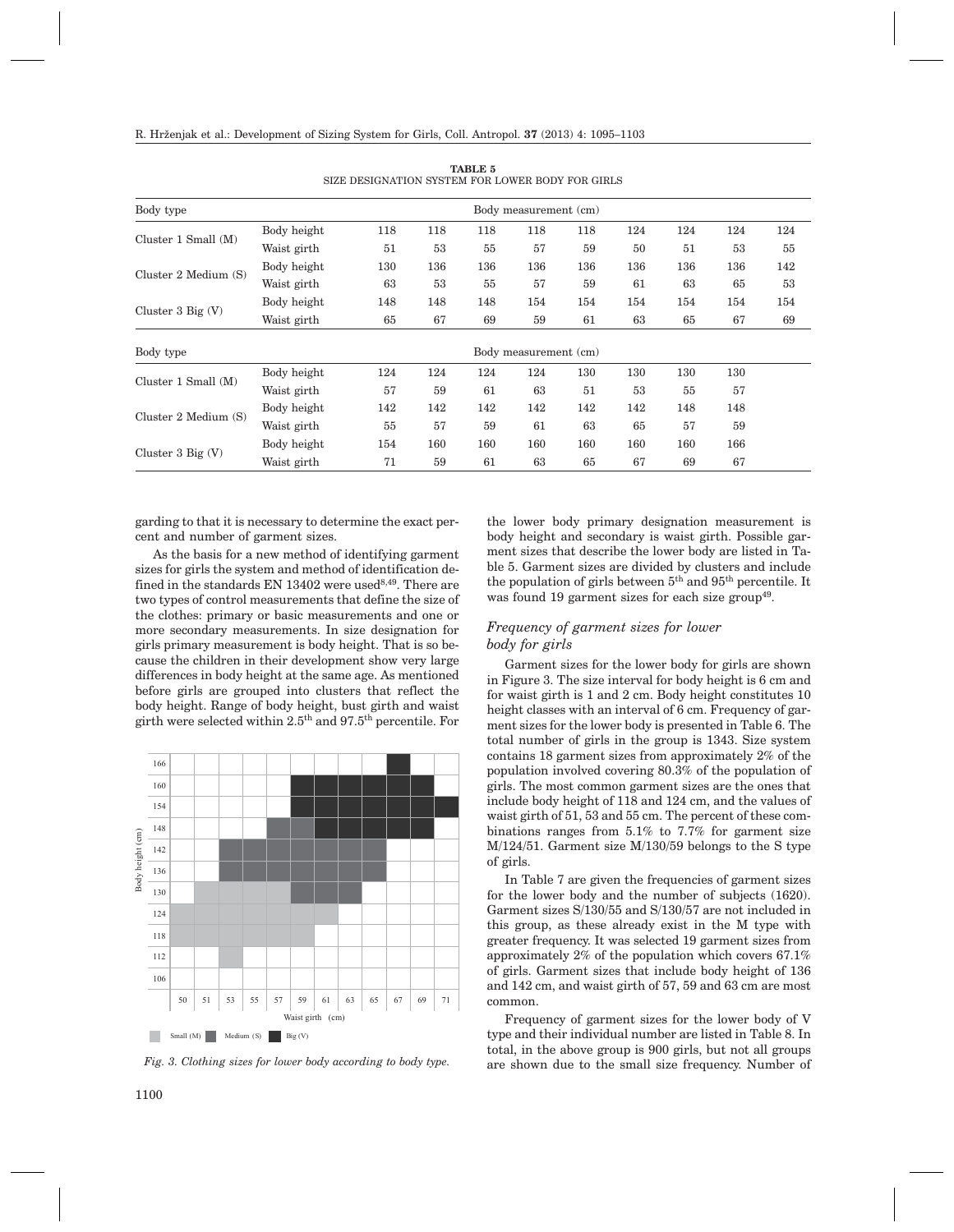**TABLE 5**
SIZE DESIGNATION SYSTEM FOR LOWER BODY FOR GIRLS

| Body type | | Body measurement (cm) | | | | | | | | |
|---|---|---|---|---|---|---|---|---|---|---|
| Cluster 1 Small (M) | Body height | 118 | 118 | 118 | 118 | 118 | 124 | 124 | 124 | 124 |
| | Waist girth | 51 | 53 | 55 | 57 | 59 | 50 | 51 | 53 | 55 |
| Cluster 2 Medium (S) | Body height | 130 | 136 | 136 | 136 | 136 | 136 | 136 | 136 | 142 |
| | Waist girth | 63 | 53 | 55 | 57 | 59 | 61 | 63 | 65 | 53 |
| Cluster 3 Big (V) | Body height | 148 | 148 | 148 | 154 | 154 | 154 | 154 | 154 | 154 |
| | Waist girth | 65 | 67 | 69 | 59 | 61 | 63 | 65 | 67 | 69 |
| **Body type** | | **Body measurement (cm)** | | | | | | | | |
| Cluster 1 Small (M) | Body height | 124 | 124 | 124 | 124 | 130 | 130 | 130 | 130 | |
| | Waist girth | 57 | 59 | 61 | 63 | 51 | 53 | 55 | 57 | |
| Cluster 2 Medium (S) | Body height | 142 | 142 | 142 | 142 | 142 | 142 | 148 | 148 | |
| | Waist girth | 55 | 57 | 59 | 61 | 63 | 65 | 57 | 59 | |
| Cluster 3 Big (V) | Body height | 154 | 160 | 160 | 160 | 160 | 160 | 160 | 166 | |
| | Waist girth | 71 | 59 | 61 | 63 | 65 | 67 | 69 | 67 | |

garding to that it is necessary to determine the exact percent and number of garment sizes.

As the basis for a new method of identifying garment sizes for girls the system and method of identification defined in the standards EN 13402 were used[8,49]. There are two types of control measurements that define the size of the clothes: primary or basic measurements and one or more secondary measurements. In size designation for girls primary measurement is body height. That is so because the children in their development show very large differences in body height at the same age. As mentioned before girls are grouped into clusters that reflect the body height. Range of body height, bust girth and waist girth were selected within 2.5[th] and 97.5[th] percentile. For the lower body primary designation measurement is body height and secondary is waist girth. Possible garment sizes that describe the lower body are listed in Table 5. Garment sizes are divided by clusters and include the population of girls between 5[th] and 95[th] percentile. It was found 19 garment sizes for each size group[49].

*Fig. 3. Clothing sizes for lower body according to body type.*

### *Frequency of garment sizes for lower body for girls*

Garment sizes for the lower body for girls are shown in Figure 3. The size interval for body height is 6 cm and for waist girth is 1 and 2 cm. Body height constitutes 10 height classes with an interval of 6 cm. Frequency of garment sizes for the lower body is presented in Table 6. The total number of girls in the group is 1343. Size system contains 18 garment sizes from approximately 2% of the population involved covering 80.3% of the population of girls. The most common garment sizes are the ones that include body height of 118 and 124 cm, and the values of waist girth of 51, 53 and 55 cm. The percent of these combinations ranges from 5.1% to 7.7% for garment size M/124/51. Garment size M/130/59 belongs to the S type of girls.

In Table 7 are given the frequencies of garment sizes for the lower body and the number of subjects (1620). Garment sizes S/130/55 and S/130/57 are not included in this group, as these already exist in the M type with greater frequency. It was selected 19 garment sizes from approximately 2% of the population which covers 67.1% of girls. Garment sizes that include body height of 136 and 142 cm, and waist girth of 57, 59 and 63 cm are most common.

Frequency of garment sizes for the lower body of V type and their individual number are listed in Table 8. In total, in the above group is 900 girls, but not all groups are shown due to the small size frequency. Number of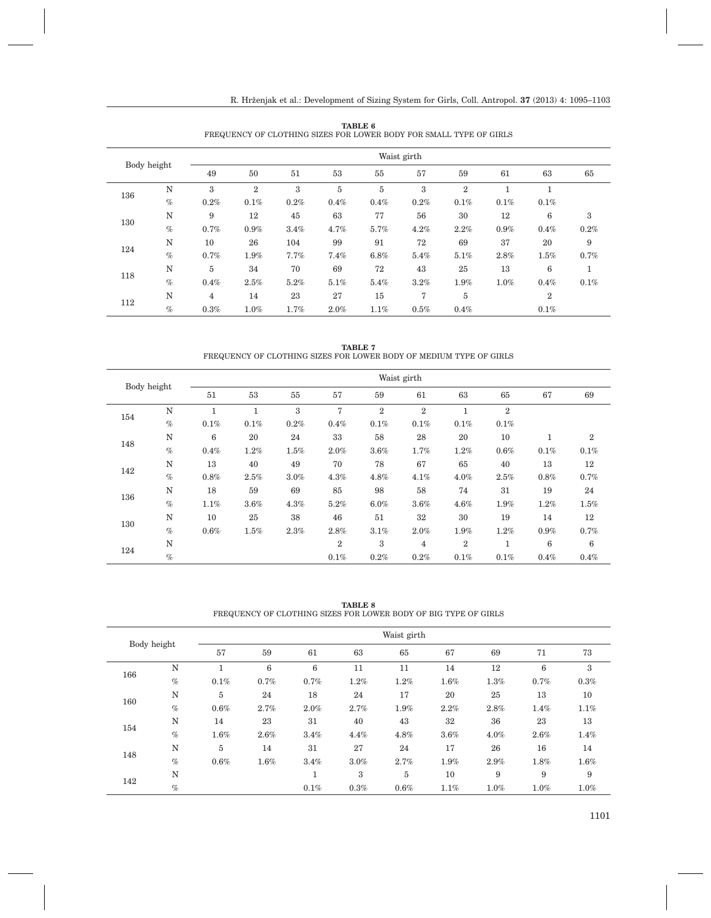**TABLE 6**
FREQUENCY OF CLOTHING SIZES FOR LOWER BODY FOR SMALL TYPE OF GIRLS

| Body height | | Waist girth | | | | | | | | | |
|---|---|---|---|---|---|---|---|---|---|---|---|
| | | 49 | 50 | 51 | 53 | 55 | 57 | 59 | 61 | 63 | 65 |
| 136 | N | 3 | 2 | 3 | 5 | 5 | 3 | 2 | 1 | 1 | |
| | % | 0.2% | 0.1% | 0.2% | 0.4% | 0.4% | 0.2% | 0.1% | 0.1% | 0.1% | |
| 130 | N | 9 | 12 | 45 | 63 | 77 | 56 | 30 | 12 | 6 | 3 |
| | % | 0.7% | 0.9% | 3.4% | 4.7% | 5.7% | 4.2% | 2.2% | 0.9% | 0.4% | 0.2% |
| 124 | N | 10 | 26 | 104 | 99 | 91 | 72 | 69 | 37 | 20 | 9 |
| | % | 0.7% | 1.9% | 7.7% | 7.4% | 6.8% | 5.4% | 5.1% | 2.8% | 1.5% | 0.7% |
| 118 | N | 5 | 34 | 70 | 69 | 72 | 43 | 25 | 13 | 6 | 1 |
| | % | 0.4% | 2.5% | 5.2% | 5.1% | 5.4% | 3.2% | 1.9% | 1.0% | 0.4% | 0.1% |
| 112 | N | 4 | 14 | 23 | 27 | 15 | 7 | 5 | | 2 | |
| | % | 0.3% | 1.0% | 1.7% | 2.0% | 1.1% | 0.5% | 0.4% | | 0.1% | |

**TABLE 7**
FREQUENCY OF CLOTHING SIZES FOR LOWER BODY OF MEDIUM TYPE OF GIRLS

| Body height | | Waist girth | | | | | | | | | |
|---|---|---|---|---|---|---|---|---|---|---|---|
| | | 51 | 53 | 55 | 57 | 59 | 61 | 63 | 65 | 67 | 69 |
| 154 | N | 1 | 1 | 3 | 7 | 2 | 2 | 1 | 2 | | |
| | % | 0.1% | 0.1% | 0.2% | 0.4% | 0.1% | 0.1% | 0.1% | 0.1% | | |
| 148 | N | 6 | 20 | 24 | 33 | 58 | 28 | 20 | 10 | 1 | 2 |
| | % | 0.4% | 1.2% | 1.5% | 2.0% | 3.6% | 1.7% | 1.2% | 0.6% | 0.1% | 0.1% |
| 142 | N | 13 | 40 | 49 | 70 | 78 | 67 | 65 | 40 | 13 | 12 |
| | % | 0.8% | 2.5% | 3.0% | 4.3% | 4.8% | 4.1% | 4.0% | 2.5% | 0.8% | 0.7% |
| 136 | N | 18 | 59 | 69 | 85 | 98 | 58 | 74 | 31 | 19 | 24 |
| | % | 1.1% | 3.6% | 4.3% | 5.2% | 6.0% | 3.6% | 4.6% | 1.9% | 1.2% | 1.5% |
| 130 | N | 10 | 25 | 38 | 46 | 51 | 32 | 30 | 19 | 14 | 12 |
| | % | 0.6% | 1.5% | 2.3% | 2.8% | 3.1% | 2.0% | 1.9% | 1.2% | 0.9% | 0.7% |
| 124 | N | | | | 2 | 3 | 4 | 2 | 1 | 6 | 6 |
| | % | | | | 0.1% | 0.2% | 0.2% | 0.1% | 0.1% | 0.4% | 0.4% |

**TABLE 8**
FREQUENCY OF CLOTHING SIZES FOR LOWER BODY OF BIG TYPE OF GIRLS

| Body height | | Waist girth | | | | | | | | |
|---|---|---|---|---|---|---|---|---|---|---|
| | | 57 | 59 | 61 | 63 | 65 | 67 | 69 | 71 | 73 |
| 166 | N | 1 | 6 | 6 | 11 | 11 | 14 | 12 | 6 | 3 |
| | % | 0.1% | 0.7% | 0.7% | 1.2% | 1.2% | 1.6% | 1.3% | 0.7% | 0.3% |
| 160 | N | 5 | 24 | 18 | 24 | 17 | 20 | 25 | 13 | 10 |
| | % | 0.6% | 2.7% | 2.0% | 2.7% | 1.9% | 2.2% | 2.8% | 1.4% | 1.1% |
| 154 | N | 14 | 23 | 31 | 40 | 43 | 32 | 36 | 23 | 13 |
| | % | 1.6% | 2.6% | 3.4% | 4.4% | 4.8% | 3.6% | 4.0% | 2.6% | 1.4% |
| 148 | N | 5 | 14 | 31 | 27 | 24 | 17 | 26 | 16 | 14 |
| | % | 0.6% | 1.6% | 3.4% | 3.0% | 2.7% | 1.9% | 2.9% | 1.8% | 1.6% |
| 142 | N | | | 1 | 3 | 5 | 10 | 9 | 9 | 9 |
| | % | | | 0.1% | 0.3% | 0.6% | 1.1% | 1.0% | 1.0% | 1.0% |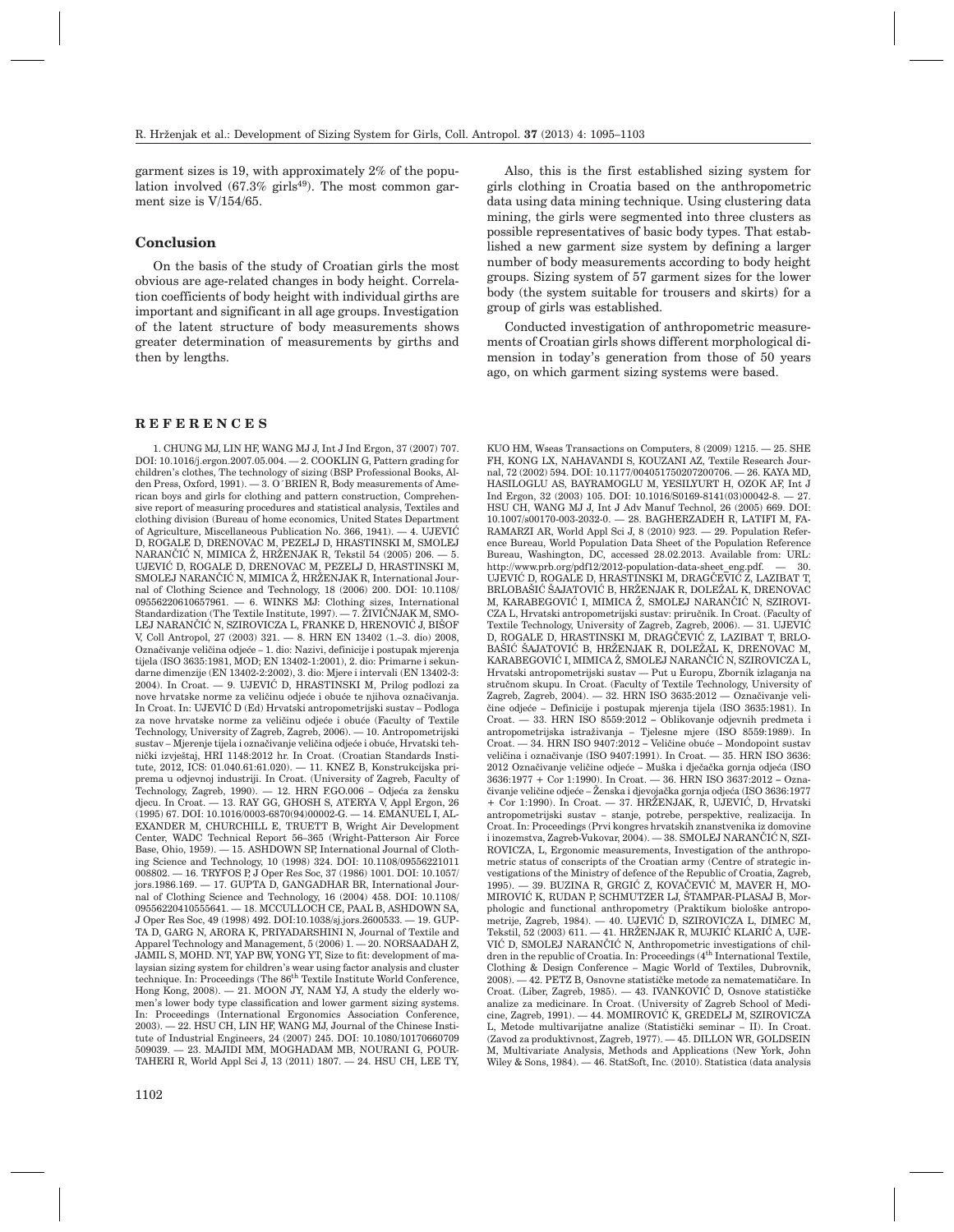garment sizes is 19, with approximately 2% of the population involved (67.3% girls[49]). The most common garment size is V/154/65.

## Conclusion

On the basis of the study of Croatian girls the most obvious are age-related changes in body height. Correlation coefficients of body height with individual girths are important and significant in all age groups. Investigation of the latent structure of body measurements shows greater determination of measurements by girths and then by lengths.

Also, this is the first established sizing system for girls clothing in Croatia based on the anthropometric data using data mining technique. Using clustering data mining, the girls were segmented into three clusters as possible representatives of basic body types. That established a new garment size system by defining a larger number of body measurements according to body height groups. Sizing system of 57 garment sizes for the lower body (the system suitable for trousers and skirts) for a group of girls was established.

Conducted investigation of anthropometric measurements of Croatian girls shows different morphological dimension in today's generation from those of 50 years ago, on which garment sizing systems were based.

## REFERENCES

1. CHUNG MJ, LIN HF, WANG MJ J, Int J Ind Ergon, 37 (2007) 707. DOI: 10.1016/j.ergon.2007.05.004. — 2. COOKLIN G, Pattern grading for children's clothes, The technology of sizing (BSP Professional Books, Alden Press, Oxford, 1991). — 3. O´BRIEN R, Body measurements of American boys and girls for clothing and pattern construction, Comprehensive report of measuring procedures and statistical analysis, Textiles and clothing division (Bureau of home economics, United States Department of Agriculture, Miscellaneous Publication No. 366, 1941). — 4. UJEVIĆ D, ROGALE D, DRENOVAC M, PEZELJ D, HRASTINSKI M, SMOLEJ NARANČIĆ N, MIMICA Ž, HRŽENJAK R, Tekstil 54 (2005) 206. — 5. UJEVIĆ D, ROGALE D, DRENOVAC M, PEZELJ D, HRASTINSKI M, SMOLEJ NARANČIĆ N, MIMICA Ž, HRŽENJAK R, International Journal of Clothing Science and Technology, 18 (2006) 200. DOI: 10.1108/09556220610657961. — 6. WINKS MJ: Clothing sizes, International Standardization (The Textile Institute, 1997). — 7. ŽIVIČNJAK M, SMOLEJ NARANČIĆ N, SZIROVICZA L, FRANKE D, HRENOVIĆ J, BIŠOF V, Coll Antropol, 27 (2003) 321. — 8. HRN EN 13402 (1.–3. dio) 2008, Označivanje veličina odjeće – 1. dio: Nazivi, definicije i postupak mjerenja tijela (ISO 3635:1981, MOD; EN 13402-1:2001), 2. dio: Primarne i sekundarne dimenzije (EN 13402-2:2002), 3. dio: Mjere i intervali (EN 13402-3: 2004). In Croat. — 9. UJEVIĆ D, HRASTINSKI M, Prilog podlozi za nove hrvatske norme za veličinu odjeće i obuće te njihova označivanja. In Croat. In: UJEVIĆ D (Ed) Hrvatski antropometrijski sustav – Podloga za nove hrvatske norme za veličinu odjeće i obuće (Faculty of Textile Technology, University of Zagreb, Zagreb, 2006). — 10. Antropometrijski sustav – Mjerenje tijela i označivanje veličina odjeće i obuće, Hrvatski tehnički izvještaj, HRI 1148:2012 hr. In Croat. (Croatian Standards Institute, 2012, ICS: 01.040.61:61.020). — 11. KNEZ B, Konstrukcijska priprema u odjevnoj industriji. In Croat. (University of Zagreb, Faculty of Technology, Zagreb, 1990). — 12. HRN F.GO.006 – Odjeća za žensku djecu. In Croat. — 13. RAY GG, GHOSH S, ATERYA V, Appl Ergon, 26 (1995) 67. DOI: 10.1016/0003-6870(94)00002-G. — 14. EMANUEL I, ALEXANDER M, CHURCHILL E, TRUETT B, Wright Air Development Center, WADC Technical Report 56–365 (Wright-Patterson Air Force Base, Ohio, 1959). — 15. ASHDOWN SP, International Journal of Clothing Science and Technology, 10 (1998) 324. DOI: 10.1108/09556221011008802. — 16. TRYFOS P, J Oper Res Soc, 37 (1986) 1001. DOI: 10.1057/jors.1986.169. — 17. GUPTA D, GANGADHAR BR, International Journal of Clothing Science and Technology, 16 (2004) 458. DOI: 10.1108/09556220410555641. — 18. MCCULLOCH CE, PAAL B, ASHDOWN SA, J Oper Res Soc, 49 (1998) 492. DOI:10.1038/sj.jors.2600533. — 19. GUPTA D, GARG N, ARORA K, PRIYADARSHINI N, Journal of Textile and Apparel Technology and Management, 5 (2006) 1. — 20. NORSAADAH Z, JAMIL S, MOHD. NT, YAP BW, YONG YT, Size to fit: development of malaysian sizing system for children's wear using factor analysis and cluster technique. In: Proceedings (The 86[th] Textile Institute World Conference, Hong Kong, 2008). — 21. MOON JY, NAM YJ, A study the elderly women's lower body type classification and lower garment sizing systems. In: Proceedings (International Ergonomics Association Conference, 2003). — 22. HSU CH, LIN HF, WANG MJ, Journal of the Chinese Institute of Industrial Engineers, 24 (2007) 245. DOI: 10.1080/10170660709509039. — 23. MAJIDI MM, MOGHADAM MB, NOURANI G, POURTAHERI R, World Appl Sci J, 13 (2011) 1807. — 24. HSU CH, LEE TY, KUO HM, Wseas Transactions on Computers, 8 (2009) 1215. — 25. SHE FH, KONG LX, NAHAVANDI S, KOUZANI AZ, Textile Research Journal, 72 (2002) 594. DOI: 10.1177/004051750207200706. — 26. KAYA MD, HASILOGLU AS, BAYRAMOGLU M, YESILYURT H, OZOK AF, Int J Ind Ergon, 32 (2003) 105. DOI: 10.1016/S0169-8141(03)00042-8. — 27. HSU CH, WANG MJ J, Int J Adv Manuf Technol, 26 (2005) 669. DOI: 10.1007/s00170-003-2032-0. — 28. BAGHERZADEH R, LATIFI M, FARAMARZI AR, World Appl Sci J, 8 (2010) 923. — 29. Population Reference Bureau, World Population Data Sheet of the Population Reference Bureau, Washington, DC, accessed 28.02.2013. Available from: URL: http://www.prb.org/pdf12/2012-population-data-sheet_eng.pdf. — 30. UJEVIĆ D, ROGALE D, HRASTINSKI M, DRAGČEVIĆ Z, LAZIBAT T, BRLOBAŠIĆ ŠAJATOVIĆ B, HRŽENJAK R, DOLEŽAL K, DRENOVAC M, KARABEGOVIĆ I, MIMICA Ž, SMOLEJ NARANČIĆ N, SZIROVICZA L, Hrvatski antropometrijski sustav: priručnik. In Croat. (Faculty of Textile Technology, University of Zagreb, Zagreb, 2006). — 31. UJEVIĆ D, ROGALE D, HRASTINSKI M, DRAGČEVIĆ Z, LAZIBAT T, BRLOBAŠIĆ ŠAJATOVIĆ B, HRŽENJAK R, DOLEŽAL K, DRENOVAC M, KARABEGOVIĆ I, MIMICA Ž, SMOLEJ NARANČIĆ N, SZIROVICZA L, Hrvatski antropometrijski sustav — Put u Europu, Zbornik izlaganja na stručnom skupu. In Croat. (Faculty of Textile Technology, University of Zagreb, Zagreb, 2004). — 32. HRN ISO 3635:2012 — Označivanje veličine odjeće – Definicije i postupak mjerenja tijela (ISO 3635:1981). In Croat. — 33. HRN ISO 8559:2012 – Oblikovanje odjevnih predmeta i antropometrijska istraživanja – Tjelesne mjere (ISO 8559:1989). In Croat. — 34. HRN ISO 9407:2012 – Veličine obuće – Mondopoint sustav veličina i označivanje (ISO 9407:1991). In Croat. — 35. HRN ISO 3636: 2012 Označivanje veličine odjeće – Muška i dječačka gornja odjeća (ISO 3636:1977 + Cor 1:1990). In Croat. — 36. HRN ISO 3637:2012 – Označivanje veličine odjeće – Ženska i djevojačka gornja odjeća (ISO 3636:1977 + Cor 1:1990). In Croat. — 37. HRŽENJAK, R, UJEVIĆ, D, Hrvatski antropometrijski sustav – stanje, potrebe, perspektive, realizacija. In Croat. In: Proceedings (Prvi kongres hrvatskih znanstvenika iz domovine i inozemstva, Zagreb-Vukovar, 2004). — 38. SMOLEJ NARANČIĆ N, SZIROVICZA, L, Ergonomic measurements, Investigation of the anthropometric status of conscripts of the Croatian army (Centre of strategic investigations of the Ministry of defence of the Republic of Croatia, Zagreb, 1995). — 39. BUZINA R, GRGIĆ Z, KOVAČEVIĆ M, MAVER H, MOMIROVIĆ K, RUDAN P, SCHMUTZER LJ, ŠTAMPAR-PLASAJ B, Morphologic and functional anthropometry (Praktikum biološke antropometrije, Zagreb, 1984). — 40. UJEVIĆ D, SZIROVICZA L, DIMEC M, Tekstil, 52 (2003) 611. — 41. HRŽENJAK R, MUJKIĆ KLARIĆ A, UJEVIĆ D, SMOLEJ NARANČIĆ N, Anthropometric investigations of children in the republic of Croatia. In: Proceedings (4[th] International Textile, Clothing & Design Conference – Magic World of Textiles, Dubrovnik, 2008). — 42. PETZ B, Osnovne statističke metode za nematematičare. In Croat. (Liber, Zagreb, 1985). — 43. IVANKOVIĆ D, Osnove statističke analize za medicinare. In Croat. (University of Zagreb School of Medicine, Zagreb, 1991). — 44. MOMIROVIĆ K, GREDELJ M, SZIROVICZA L, Metode multivarijatne analize (Statistički seminar – II). In Croat. (Zavod za produktivnost, Zagreb, 1977). — 45. DILLON WR, GOLDSEIN M, Multivariate Analysis, Methods and Applications (New York, John Wiley & Sons, 1984). — 46. StatSoft, Inc. (2010). Statistica (data analysis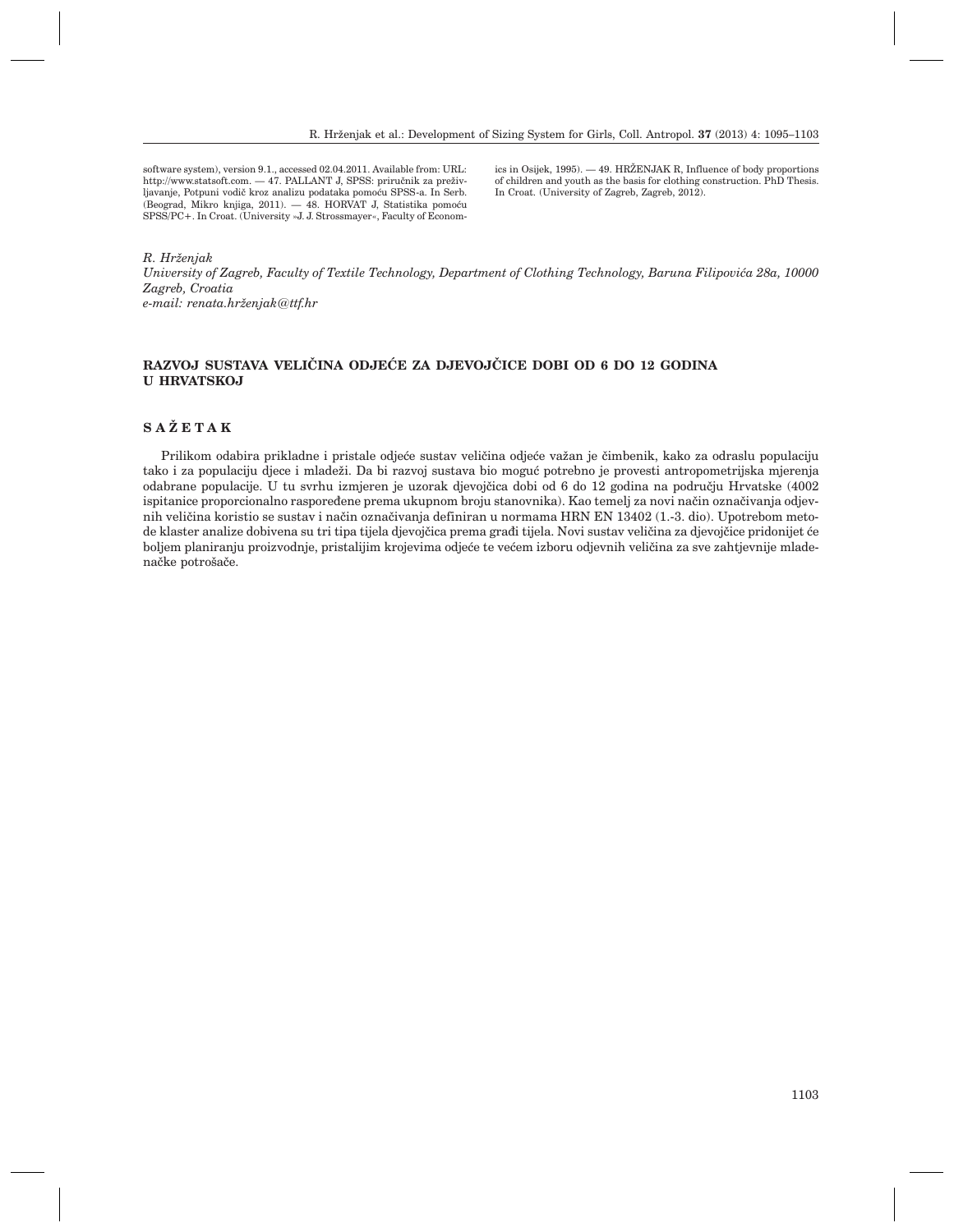software system), version 9.1., accessed 02.04.2011. Available from: URL: http://www.statsoft.com. — 47. PALLANT J, SPSS: priručnik za preživljavanje, Potpuni vodič kroz analizu podataka pomoću SPSS-a. In Serb. (Beograd, Mikro knjiga, 2011). — 48. HORVAT J, Statistika pomoću SPSS/PC+. In Croat. (University »J. J. Strossmayer«, Faculty of Economics in Osijek, 1995). — 49. HRŽENJAK R, Influence of body proportions of children and youth as the basis for clothing construction. PhD Thesis. In Croat. (University of Zagreb, Zagreb, 2012).

*R. Hrženjak*
*University of Zagreb, Faculty of Textile Technology, Department of Clothing Technology, Baruna Filipovića 28a, 10000 Zagreb, Croatia*
*e-mail: renata.hrženjak@ttf.hr*

## RAZVOJ SUSTAVA VELIČINA ODJEĆE ZA DJEVOJČICE DOBI OD 6 DO 12 GODINA U HRVATSKOJ

### SAŽETAK

Prilikom odabira prikladne i pristale odjeće sustav veličina odjeće važan je čimbenik, kako za odraslu populaciju tako i za populaciju djece i mladeži. Da bi razvoj sustava bio moguć potrebno je provesti antropometrijska mjerenja odabrane populacije. U tu svrhu izmjeren je uzorak djevojčica dobi od 6 do 12 godina na području Hrvatske (4002 ispitanice proporcionalno raspoređene prema ukupnom broju stanovnika). Kao temelj za novi način označivanja odjevnih veličina koristio se sustav i način označivanja definiran u normama HRN EN 13402 (1.-3. dio). Upotrebom metode klaster analize dobivena su tri tipa tijela djevojčica prema građi tijela. Novi sustav veličina za djevojčice pridonijet će boljem planiranju proizvodnje, pristalijim krojevima odjeće te većem izboru odjevnih veličina za sve zahtjevnije mladenačke potrošače.